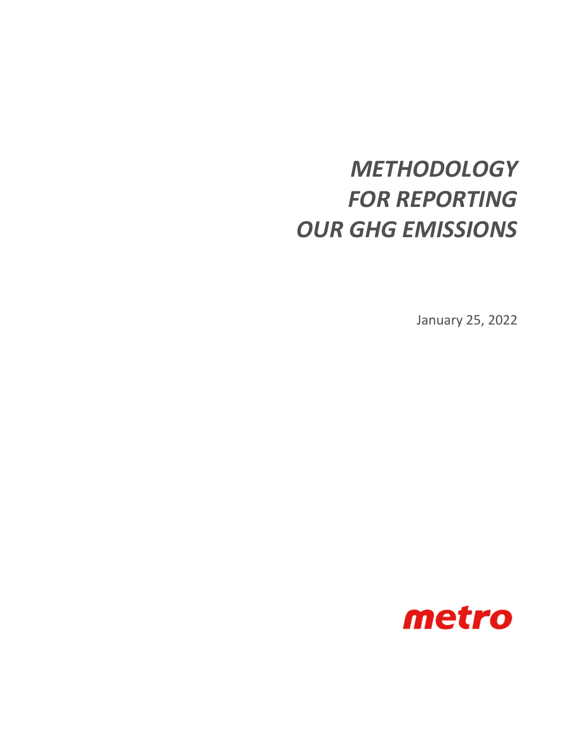# *METHODOLOGY FOR REPORTING OUR GHG EMISSIONS*

January 25, 2022

metro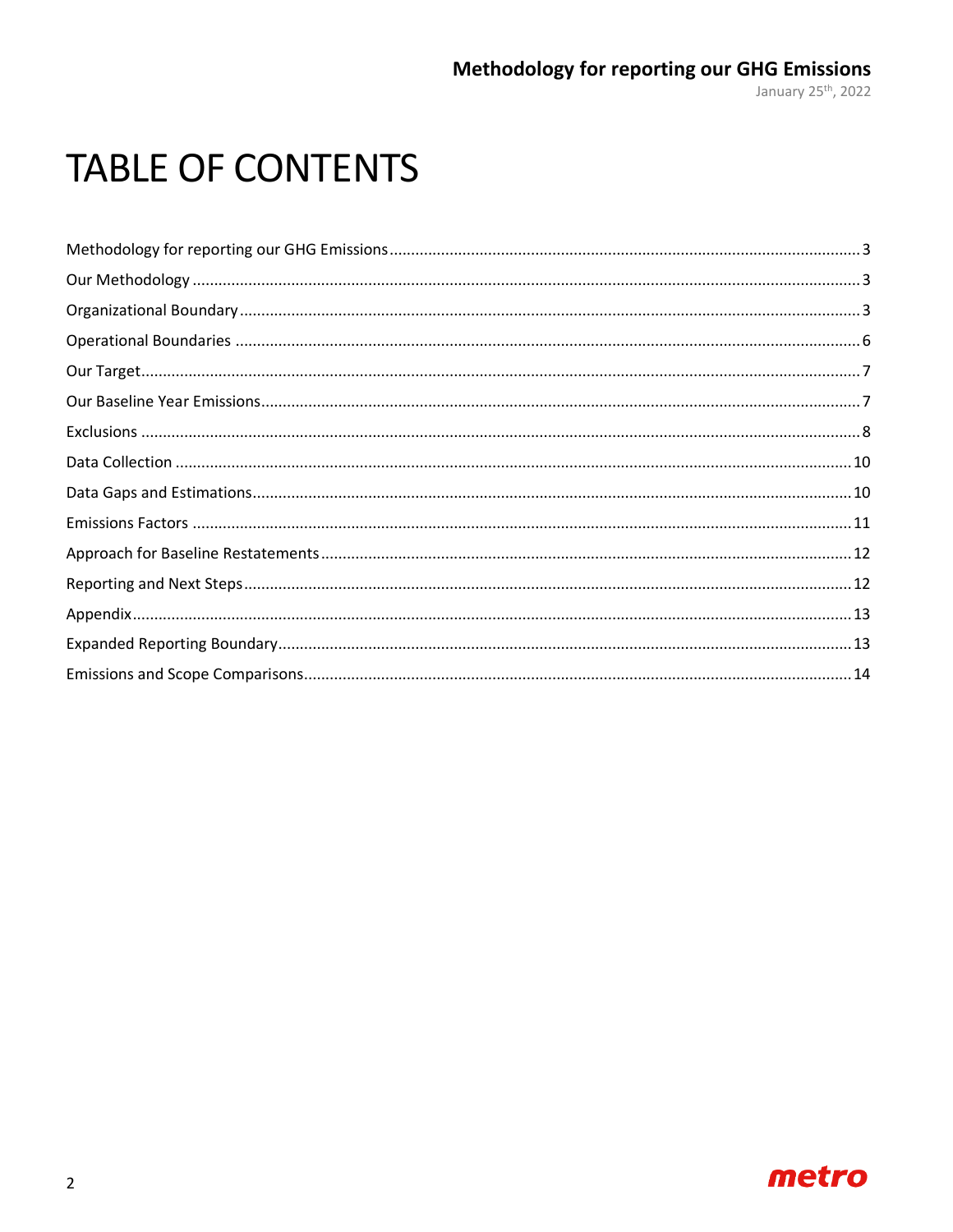# TABLE OF CONTENTS

Methodology for reporting our GHG Emissions ........................................ 3

Our Methodology ........................................ 3

Organizational Boundary ........................................ 3

Operational Boundaries ........................................ 6

Our Target ........................................ 7

Our Baseline Year Emissions ........................................ 7

Exclusions ........................................ 8

Data Collection ........................................ 10

Data Gaps and Estimations ........................................ 10

Emissions Factors ........................................ 11

Approach for Baseline Restatements ........................................ 12

Reporting and Next Steps ........................................ 12

Appendix ........................................ 13

Expanded Reporting Boundary ........................................ 13

Emissions and Scope Comparisons ........................................ 14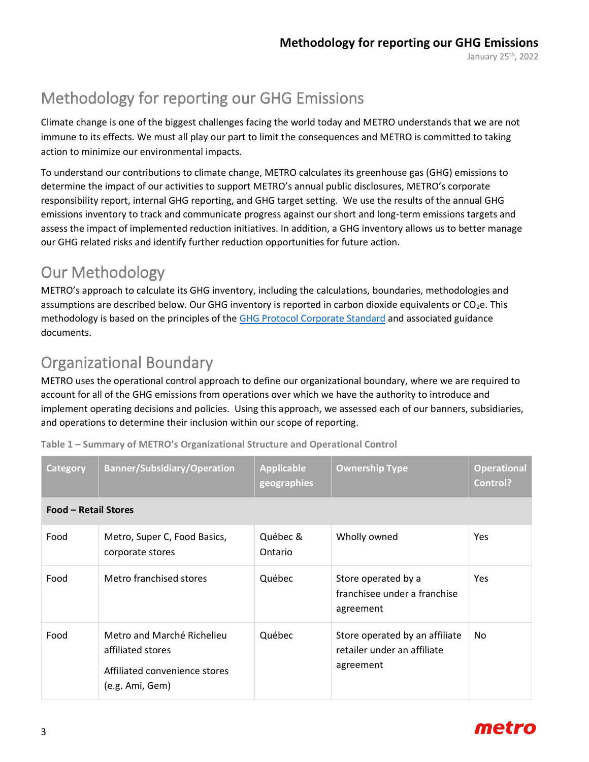# Methodology for reporting our GHG Emissions

Climate change is one of the biggest challenges facing the world today and METRO understands that we are not immune to its effects. We must all play our part to limit the consequences and METRO is committed to taking action to minimize our environmental impacts.

To understand our contributions to climate change, METRO calculates its greenhouse gas (GHG) emissions to determine the impact of our activities to support METRO's annual public disclosures, METRO's corporate responsibility report, internal GHG reporting, and GHG target setting. We use the results of the annual GHG emissions inventory to track and communicate progress against our short and long-term emissions targets and assess the impact of implemented reduction initiatives. In addition, a GHG inventory allows us to better manage our GHG related risks and identify further reduction opportunities for future action.

## Our Methodology

METRO's approach to calculate its GHG inventory, including the calculations, boundaries, methodologies and assumptions are described below. Our GHG inventory is reported in carbon dioxide equivalents or $CO_2e$. This methodology is based on the principles of the [GHG Protocol Corporate Standard]() and associated guidance documents.

## Organizational Boundary

METRO uses the operational control approach to define our organizational boundary, where we are required to account for all of the GHG emissions from operations over which we have the authority to introduce and implement operating decisions and policies. Using this approach, we assessed each of our banners, subsidiaries, and operations to determine their inclusion within our scope of reporting.

**Table 1 – Summary of METRO's Organizational Structure and Operational Control**

| Category | Banner/Subsidiary/Operation | Applicable geographies | Ownership Type | Operational Control? |
|---|---|---|---|---|
| **Food – Retail Stores** | | | | |
| Food | Metro, Super C, Food Basics, corporate stores | Québec & Ontario | Wholly owned | Yes |
| Food | Metro franchised stores | Québec | Store operated by a franchisee under a franchise agreement | Yes |
| Food | Metro and Marché Richelieu affiliated stores<br><br>Affiliated convenience stores (e.g. Ami, Gem) | Québec | Store operated by an affiliate retailer under an affiliate agreement | No |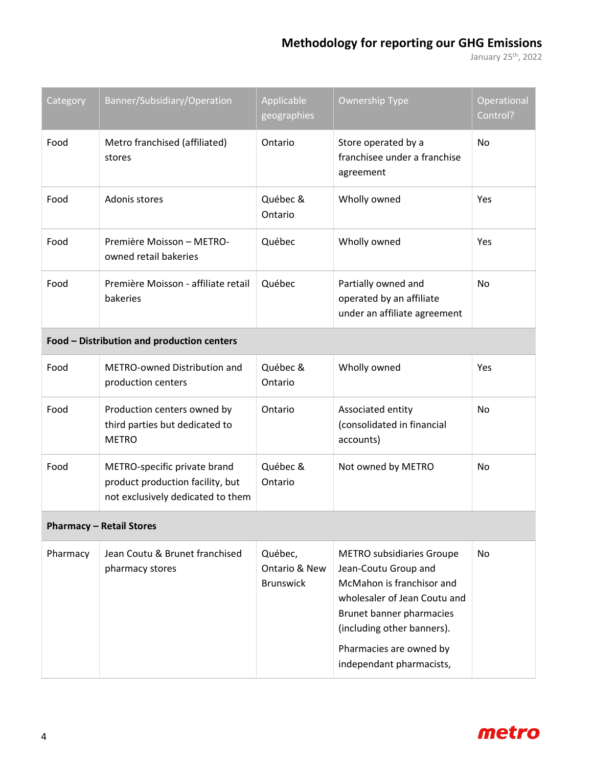| Category | Banner/Subsidiary/Operation | Applicable geographies | Ownership Type | Operational Control? |
|---|---|---|---|---|
| Food | Metro franchised (affiliated) stores | Ontario | Store operated by a franchisee under a franchise agreement | No |
| Food | Adonis stores | Québec & Ontario | Wholly owned | Yes |
| Food | Première Moisson – METRO-owned retail bakeries | Québec | Wholly owned | Yes |
| Food | Première Moisson - affiliate retail bakeries | Québec | Partially owned and operated by an affiliate under an affiliate agreement | No |
| **Food – Distribution and production centers** | | | | |
| Food | METRO-owned Distribution and production centers | Québec & Ontario | Wholly owned | Yes |
| Food | Production centers owned by third parties but dedicated to METRO | Ontario | Associated entity (consolidated in financial accounts) | No |
| Food | METRO-specific private brand product production facility, but not exclusively dedicated to them | Québec & Ontario | Not owned by METRO | No |
| **Pharmacy – Retail Stores** | | | | |
| Pharmacy | Jean Coutu & Brunet franchised pharmacy stores | Québec, Ontario & New Brunswick | METRO subsidiaries Groupe Jean-Coutu Group and McMahon is franchisor and wholesaler of Jean Coutu and Brunet banner pharmacies (including other banners).<br><br>Pharmacies are owned by independant pharmacists, | No |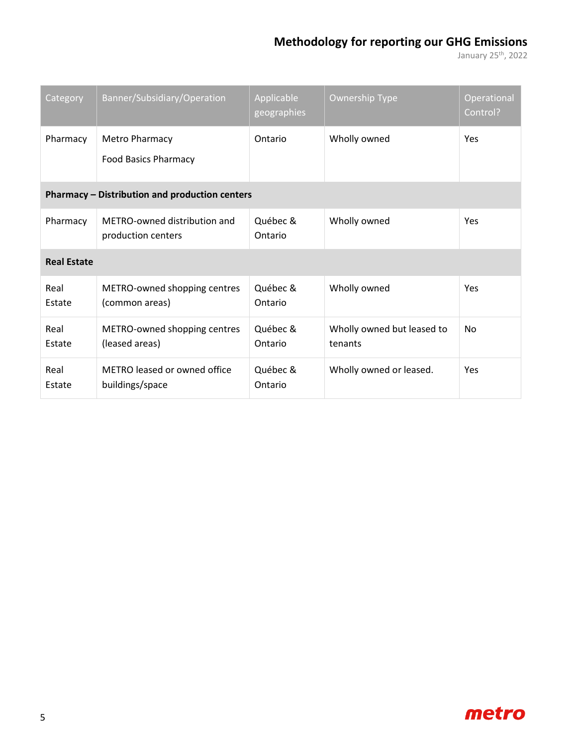| Category | Banner/Subsidiary/Operation | Applicable geographies | Ownership Type | Operational Control? |
|---|---|---|---|---|
| Pharmacy | Metro Pharmacy<br>Food Basics Pharmacy | Ontario | Wholly owned | Yes |
| **Pharmacy – Distribution and production centers** | | | | |
| Pharmacy | METRO-owned distribution and production centers | Québec & Ontario | Wholly owned | Yes |
| **Real Estate** | | | | |
| Real Estate | METRO-owned shopping centres (common areas) | Québec & Ontario | Wholly owned | Yes |
| Real Estate | METRO-owned shopping centres (leased areas) | Québec & Ontario | Wholly owned but leased to tenants | No |
| Real Estate | METRO leased or owned office buildings/space | Québec & Ontario | Wholly owned or leased. | Yes |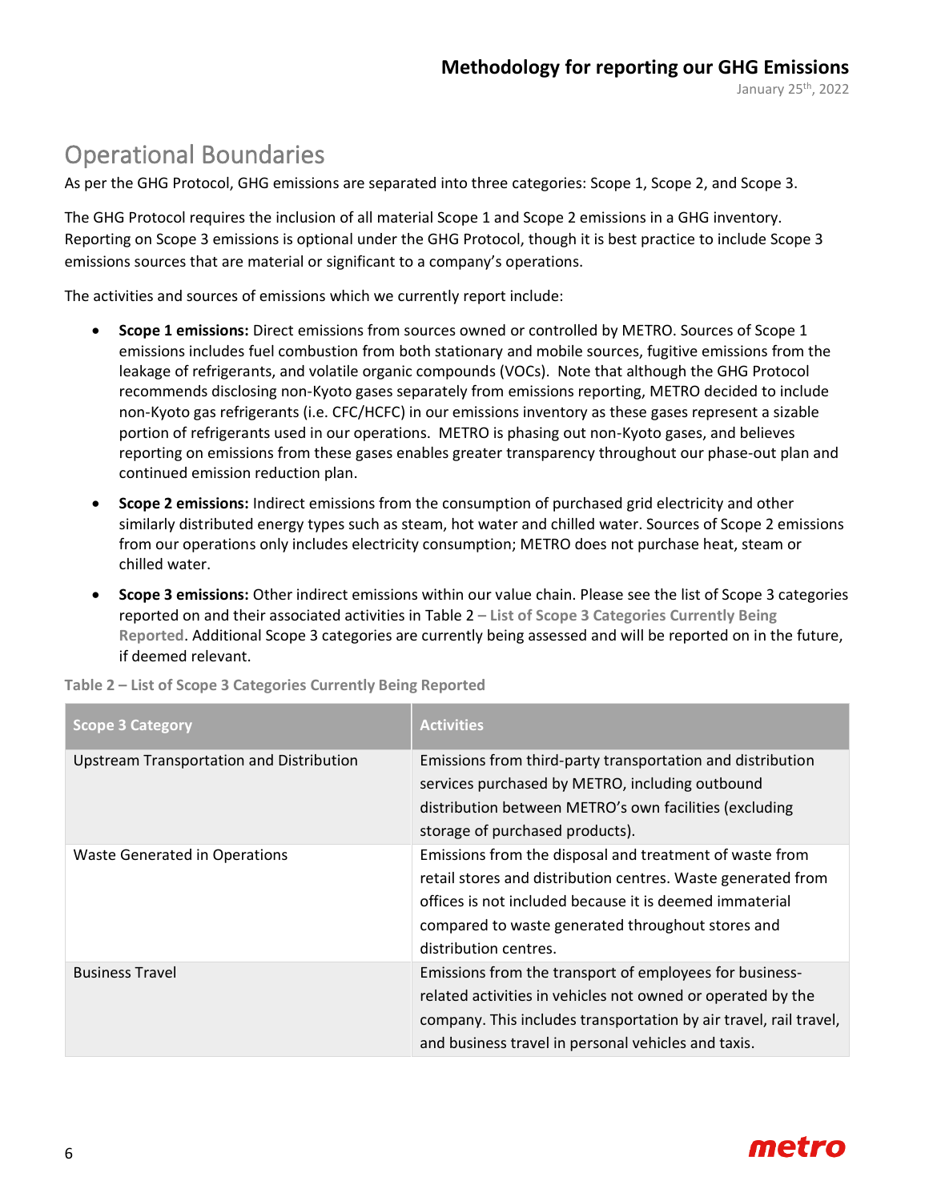## Operational Boundaries

As per the GHG Protocol, GHG emissions are separated into three categories: Scope 1, Scope 2, and Scope 3.

The GHG Protocol requires the inclusion of all material Scope 1 and Scope 2 emissions in a GHG inventory. Reporting on Scope 3 emissions is optional under the GHG Protocol, though it is best practice to include Scope 3 emissions sources that are material or significant to a company's operations.

The activities and sources of emissions which we currently report include:

- **Scope 1 emissions:** Direct emissions from sources owned or controlled by METRO. Sources of Scope 1 emissions includes fuel combustion from both stationary and mobile sources, fugitive emissions from the leakage of refrigerants, and volatile organic compounds (VOCs). Note that although the GHG Protocol recommends disclosing non-Kyoto gases separately from emissions reporting, METRO decided to include non-Kyoto gas refrigerants (i.e. CFC/HCFC) in our emissions inventory as these gases represent a sizable portion of refrigerants used in our operations. METRO is phasing out non-Kyoto gases, and believes reporting on emissions from these gases enables greater transparency throughout our phase-out plan and continued emission reduction plan.
- **Scope 2 emissions:** Indirect emissions from the consumption of purchased grid electricity and other similarly distributed energy types such as steam, hot water and chilled water. Sources of Scope 2 emissions from our operations only includes electricity consumption; METRO does not purchase heat, steam or chilled water.
- **Scope 3 emissions:** Other indirect emissions within our value chain. Please see the list of Scope 3 categories reported on and their associated activities in Table 2 **– List of Scope 3 Categories Currently Being Reported**. Additional Scope 3 categories are currently being assessed and will be reported on in the future, if deemed relevant.

**Table 2 – List of Scope 3 Categories Currently Being Reported**

| Scope 3 Category | Activities |
|---|---|
| Upstream Transportation and Distribution | Emissions from third-party transportation and distribution services purchased by METRO, including outbound distribution between METRO's own facilities (excluding storage of purchased products). |
| Waste Generated in Operations | Emissions from the disposal and treatment of waste from retail stores and distribution centres. Waste generated from offices is not included because it is deemed immaterial compared to waste generated throughout stores and distribution centres. |
| Business Travel | Emissions from the transport of employees for business-related activities in vehicles not owned or operated by the company. This includes transportation by air travel, rail travel, and business travel in personal vehicles and taxis. |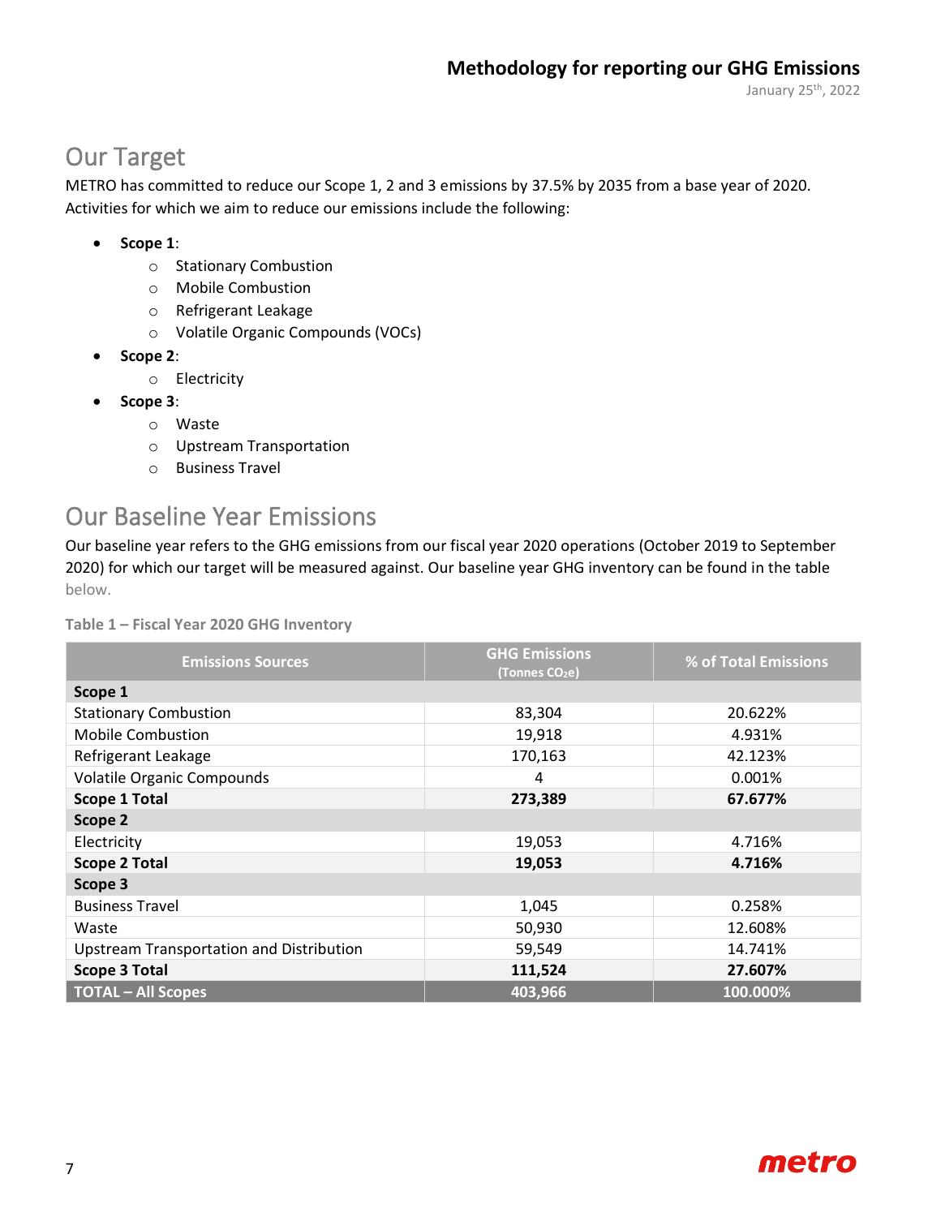## Our Target

METRO has committed to reduce our Scope 1, 2 and 3 emissions by 37.5% by 2035 from a base year of 2020. Activities for which we aim to reduce our emissions include the following:

- **Scope 1**:
  - Stationary Combustion
  - Mobile Combustion
  - Refrigerant Leakage
  - Volatile Organic Compounds (VOCs)
- **Scope 2**:
  - Electricity
- **Scope 3**:
  - Waste
  - Upstream Transportation
  - Business Travel

## Our Baseline Year Emissions

Our baseline year refers to the GHG emissions from our fiscal year 2020 operations (October 2019 to September 2020) for which our target will be measured against. Our baseline year GHG inventory can be found in the table below.

**Table 1 – Fiscal Year 2020 GHG Inventory**

| Emissions Sources | GHG Emissions (Tonnes $CO_2e$) | % of Total Emissions |
|---|---|---|
| **Scope 1** | | |
| Stationary Combustion | 83,304 | 20.622% |
| Mobile Combustion | 19,918 | 4.931% |
| Refrigerant Leakage | 170,163 | 42.123% |
| Volatile Organic Compounds | 4 | 0.001% |
| **Scope 1 Total** | **273,389** | **67.677%** |
| **Scope 2** | | |
| Electricity | 19,053 | 4.716% |
| **Scope 2 Total** | **19,053** | **4.716%** |
| **Scope 3** | | |
| Business Travel | 1,045 | 0.258% |
| Waste | 50,930 | 12.608% |
| Upstream Transportation and Distribution | 59,549 | 14.741% |
| **Scope 3 Total** | **111,524** | **27.607%** |
| **TOTAL – All Scopes** | **403,966** | **100.000%** |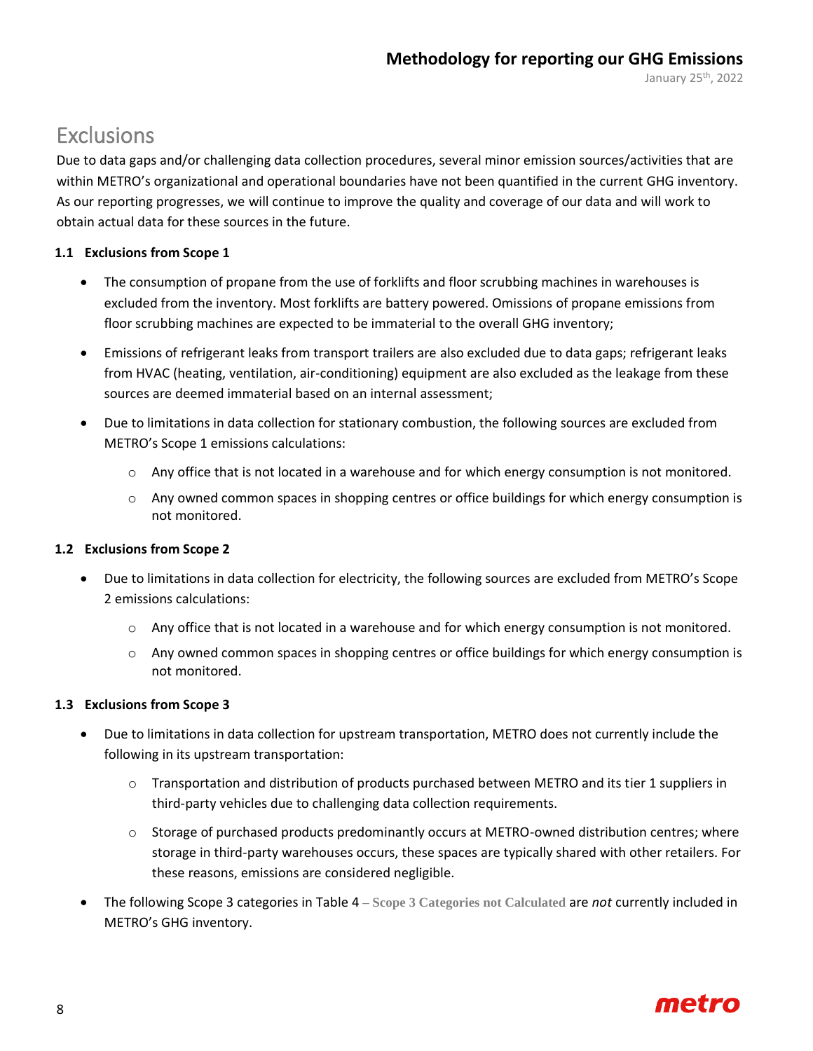# Exclusions

Due to data gaps and/or challenging data collection procedures, several minor emission sources/activities that are within METRO's organizational and operational boundaries have not been quantified in the current GHG inventory. As our reporting progresses, we will continue to improve the quality and coverage of our data and will work to obtain actual data for these sources in the future.

### 1.1 Exclusions from Scope 1

- The consumption of propane from the use of forklifts and floor scrubbing machines in warehouses is excluded from the inventory. Most forklifts are battery powered. Omissions of propane emissions from floor scrubbing machines are expected to be immaterial to the overall GHG inventory;
- Emissions of refrigerant leaks from transport trailers are also excluded due to data gaps; refrigerant leaks from HVAC (heating, ventilation, air-conditioning) equipment are also excluded as the leakage from these sources are deemed immaterial based on an internal assessment;
- Due to limitations in data collection for stationary combustion, the following sources are excluded from METRO's Scope 1 emissions calculations:
    - Any office that is not located in a warehouse and for which energy consumption is not monitored.
    - Any owned common spaces in shopping centres or office buildings for which energy consumption is not monitored.

### 1.2 Exclusions from Scope 2

- Due to limitations in data collection for electricity, the following sources are excluded from METRO's Scope 2 emissions calculations:
    - Any office that is not located in a warehouse and for which energy consumption is not monitored.
    - Any owned common spaces in shopping centres or office buildings for which energy consumption is not monitored.

### 1.3 Exclusions from Scope 3

- Due to limitations in data collection for upstream transportation, METRO does not currently include the following in its upstream transportation:
    - Transportation and distribution of products purchased between METRO and its tier 1 suppliers in third-party vehicles due to challenging data collection requirements.
    - Storage of purchased products predominantly occurs at METRO-owned distribution centres; where storage in third-party warehouses occurs, these spaces are typically shared with other retailers. For these reasons, emissions are considered negligible.
- The following Scope 3 categories in Table 4 – Scope 3 Categories not Calculated are *not* currently included in METRO's GHG inventory.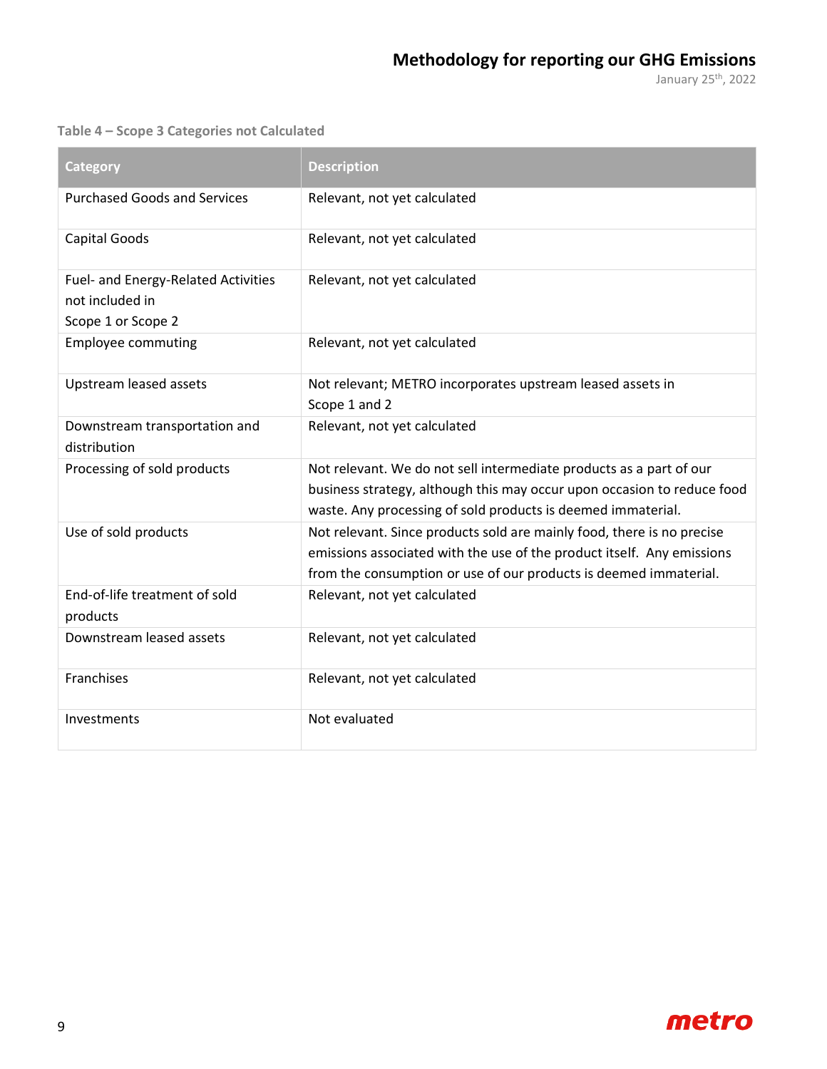Table 4 – Scope 3 Categories not Calculated

| Category | Description |
| --- | --- |
| Purchased Goods and Services | Relevant, not yet calculated |
| Capital Goods | Relevant, not yet calculated |
| Fuel- and Energy-Related Activities not included in Scope 1 or Scope 2 | Relevant, not yet calculated |
| Employee commuting | Relevant, not yet calculated |
| Upstream leased assets | Not relevant; METRO incorporates upstream leased assets in Scope 1 and 2 |
| Downstream transportation and distribution | Relevant, not yet calculated |
| Processing of sold products | Not relevant. We do not sell intermediate products as a part of our business strategy, although this may occur upon occasion to reduce food waste. Any processing of sold products is deemed immaterial. |
| Use of sold products | Not relevant. Since products sold are mainly food, there is no precise emissions associated with the use of the product itself. Any emissions from the consumption or use of our products is deemed immaterial. |
| End-of-life treatment of sold products | Relevant, not yet calculated |
| Downstream leased assets | Relevant, not yet calculated |
| Franchises | Relevant, not yet calculated |
| Investments | Not evaluated |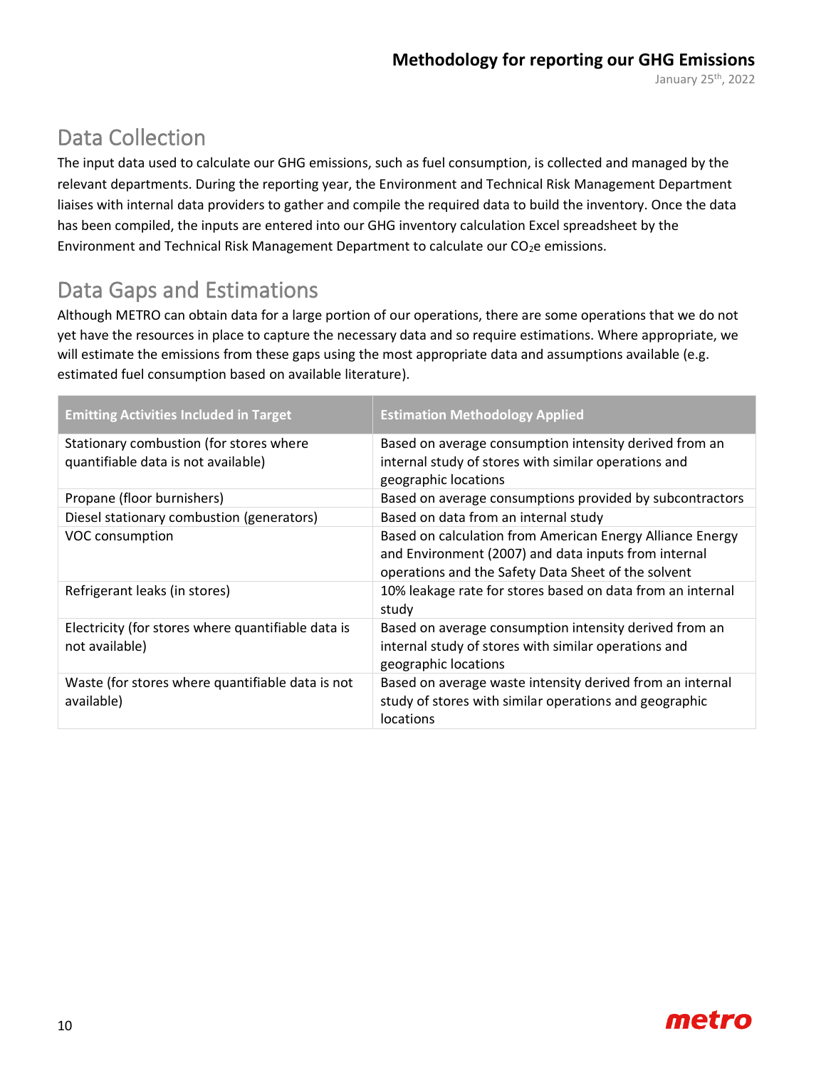## Data Collection

The input data used to calculate our GHG emissions, such as fuel consumption, is collected and managed by the relevant departments. During the reporting year, the Environment and Technical Risk Management Department liaises with internal data providers to gather and compile the required data to build the inventory. Once the data has been compiled, the inputs are entered into our GHG inventory calculation Excel spreadsheet by the Environment and Technical Risk Management Department to calculate our $CO_2e$ emissions.

## Data Gaps and Estimations

Although METRO can obtain data for a large portion of our operations, there are some operations that we do not yet have the resources in place to capture the necessary data and so require estimations. Where appropriate, we will estimate the emissions from these gaps using the most appropriate data and assumptions available (e.g. estimated fuel consumption based on available literature).

| Emitting Activities Included in Target | Estimation Methodology Applied |
|---|---|
| Stationary combustion (for stores where quantifiable data is not available) | Based on average consumption intensity derived from an internal study of stores with similar operations and geographic locations |
| Propane (floor burnishers) | Based on average consumptions provided by subcontractors |
| Diesel stationary combustion (generators) | Based on data from an internal study |
| VOC consumption | Based on calculation from American Energy Alliance Energy and Environment (2007) and data inputs from internal operations and the Safety Data Sheet of the solvent |
| Refrigerant leaks (in stores) | 10% leakage rate for stores based on data from an internal study |
| Electricity (for stores where quantifiable data is not available) | Based on average consumption intensity derived from an internal study of stores with similar operations and geographic locations |
| Waste (for stores where quantifiable data is not available) | Based on average waste intensity derived from an internal study of stores with similar operations and geographic locations |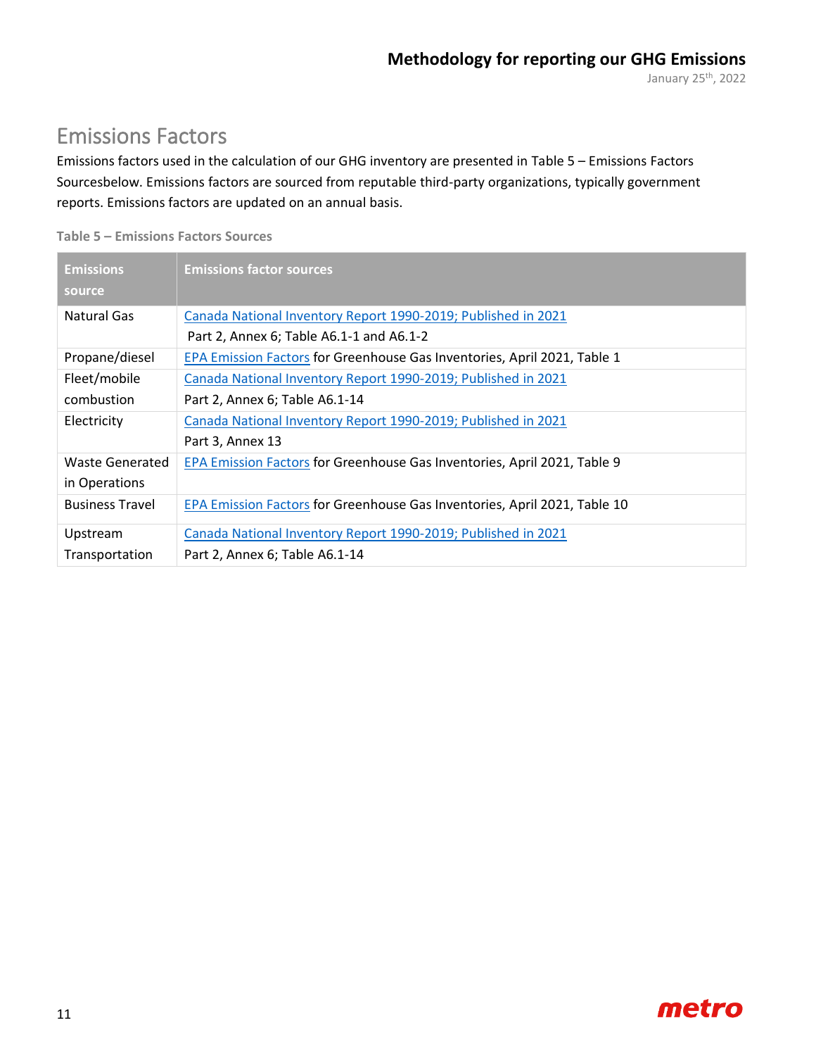## Emissions Factors

Emissions factors used in the calculation of our GHG inventory are presented in Table 5 – Emissions Factors Sourcesbelow. Emissions factors are sourced from reputable third-party organizations, typically government reports. Emissions factors are updated on an annual basis.

**Table 5 – Emissions Factors Sources**

| Emissions source | Emissions factor sources |
|---|---|
| Natural Gas | Canada National Inventory Report 1990-2019; Published in 2021<br>Part 2, Annex 6; Table A6.1-1 and A6.1-2 |
| Propane/diesel | EPA Emission Factors for Greenhouse Gas Inventories, April 2021, Table 1 |
| Fleet/mobile combustion | Canada National Inventory Report 1990-2019; Published in 2021<br>Part 2, Annex 6; Table A6.1-14 |
| Electricity | Canada National Inventory Report 1990-2019; Published in 2021<br>Part 3, Annex 13 |
| Waste Generated in Operations | EPA Emission Factors for Greenhouse Gas Inventories, April 2021, Table 9 |
| Business Travel | EPA Emission Factors for Greenhouse Gas Inventories, April 2021, Table 10 |
| Upstream Transportation | Canada National Inventory Report 1990-2019; Published in 2021<br>Part 2, Annex 6; Table A6.1-14 |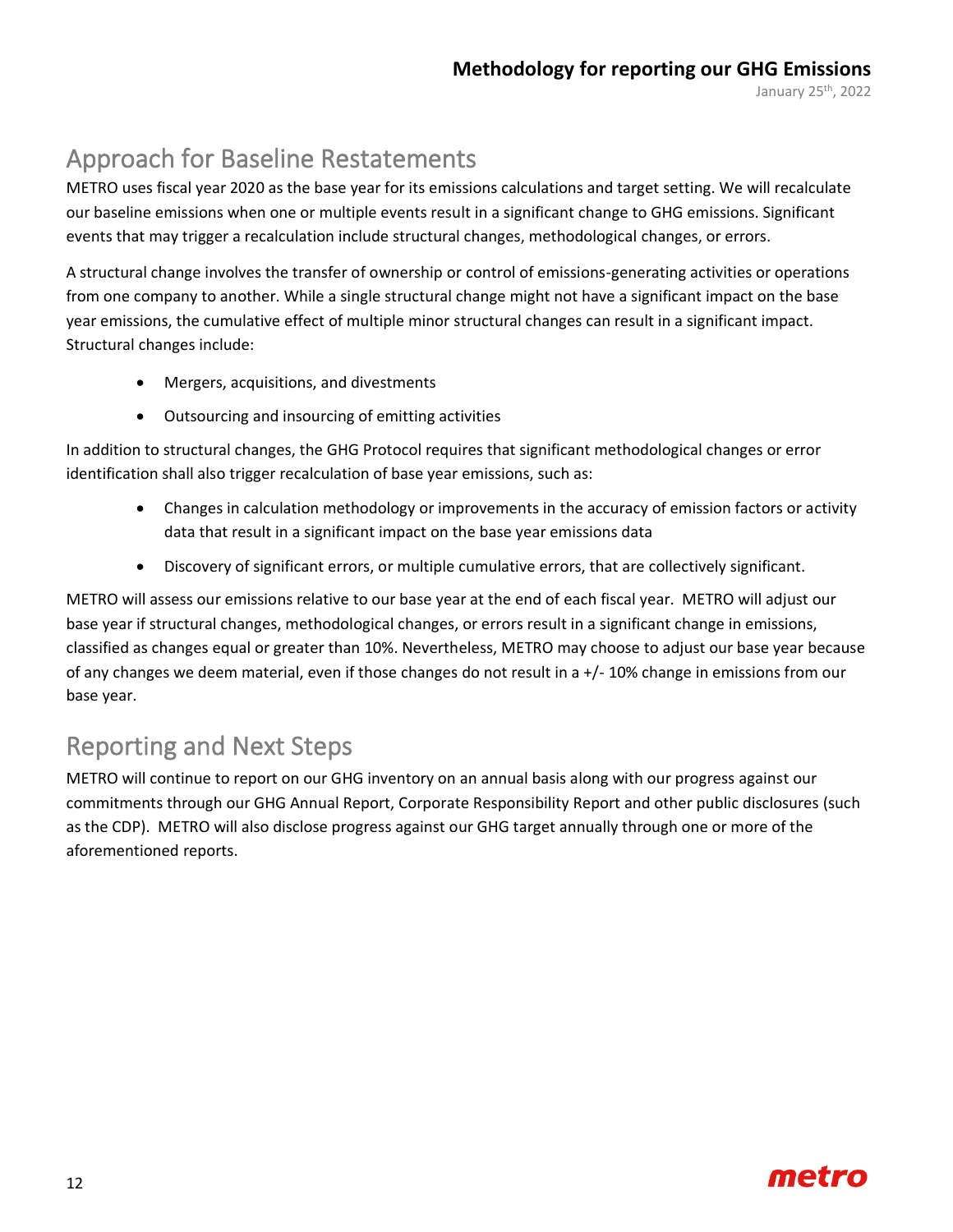## Approach for Baseline Restatements

METRO uses fiscal year 2020 as the base year for its emissions calculations and target setting. We will recalculate our baseline emissions when one or multiple events result in a significant change to GHG emissions. Significant events that may trigger a recalculation include structural changes, methodological changes, or errors.

A structural change involves the transfer of ownership or control of emissions-generating activities or operations from one company to another. While a single structural change might not have a significant impact on the base year emissions, the cumulative effect of multiple minor structural changes can result in a significant impact. Structural changes include:

- Mergers, acquisitions, and divestments
- Outsourcing and insourcing of emitting activities

In addition to structural changes, the GHG Protocol requires that significant methodological changes or error identification shall also trigger recalculation of base year emissions, such as:

- Changes in calculation methodology or improvements in the accuracy of emission factors or activity data that result in a significant impact on the base year emissions data
- Discovery of significant errors, or multiple cumulative errors, that are collectively significant.

METRO will assess our emissions relative to our base year at the end of each fiscal year. METRO will adjust our base year if structural changes, methodological changes, or errors result in a significant change in emissions, classified as changes equal or greater than 10%. Nevertheless, METRO may choose to adjust our base year because of any changes we deem material, even if those changes do not result in a +/- 10% change in emissions from our base year.

## Reporting and Next Steps

METRO will continue to report on our GHG inventory on an annual basis along with our progress against our commitments through our GHG Annual Report, Corporate Responsibility Report and other public disclosures (such as the CDP). METRO will also disclose progress against our GHG target annually through one or more of the aforementioned reports.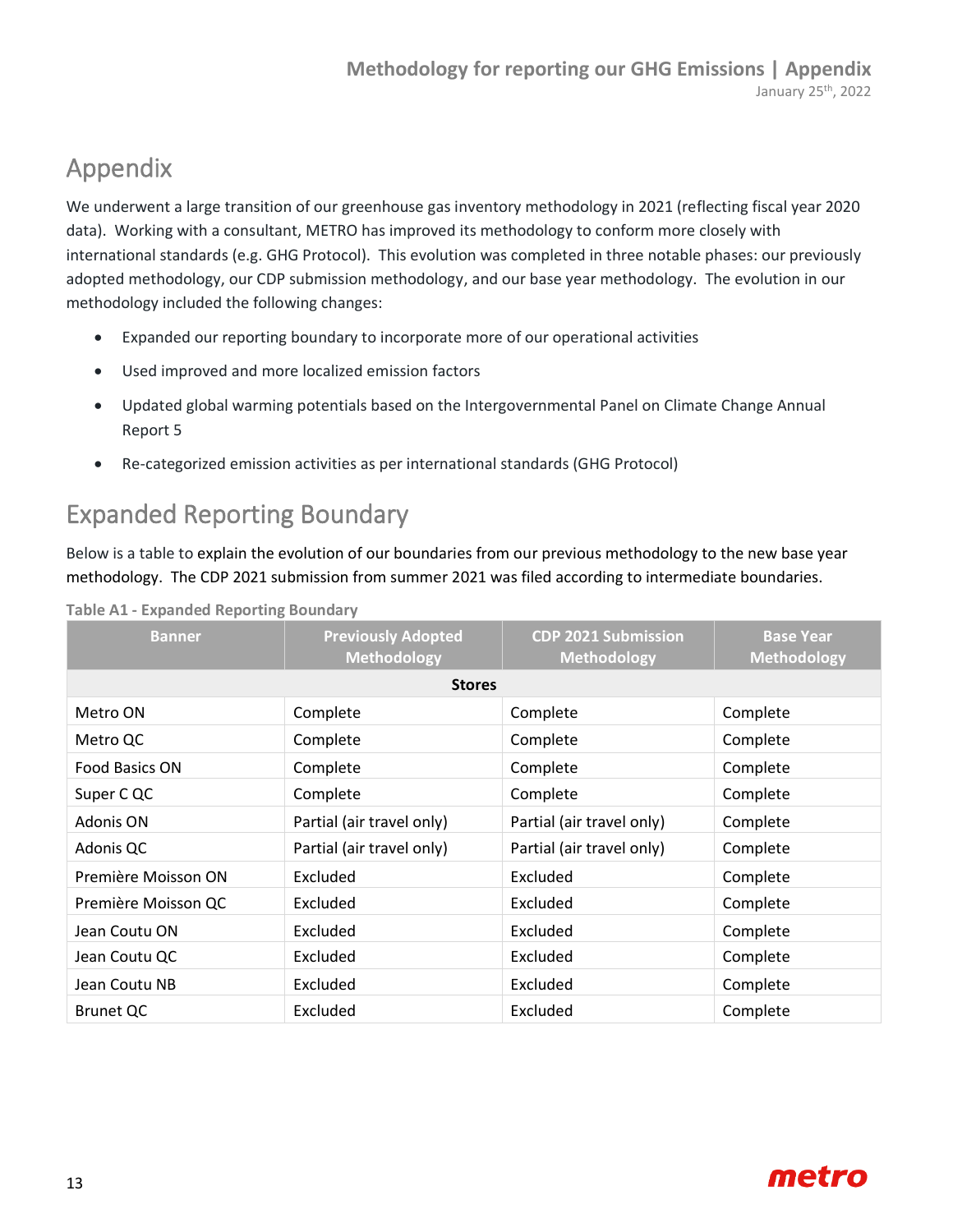# Appendix

We underwent a large transition of our greenhouse gas inventory methodology in 2021 (reflecting fiscal year 2020 data). Working with a consultant, METRO has improved its methodology to conform more closely with international standards (e.g. GHG Protocol). This evolution was completed in three notable phases: our previously adopted methodology, our CDP submission methodology, and our base year methodology. The evolution in our methodology included the following changes:

- Expanded our reporting boundary to incorporate more of our operational activities
- Used improved and more localized emission factors
- Updated global warming potentials based on the Intergovernmental Panel on Climate Change Annual Report 5
- Re-categorized emission activities as per international standards (GHG Protocol)

# Expanded Reporting Boundary

Below is a table to explain the evolution of our boundaries from our previous methodology to the new base year methodology. The CDP 2021 submission from summer 2021 was filed according to intermediate boundaries.

**Table A1 - Expanded Reporting Boundary**

| Banner | Previously Adopted Methodology | CDP 2021 Submission Methodology | Base Year Methodology |
|---|---|---|---|
| **Stores** | | | |
| Metro ON | Complete | Complete | Complete |
| Metro QC | Complete | Complete | Complete |
| Food Basics ON | Complete | Complete | Complete |
| Super C QC | Complete | Complete | Complete |
| Adonis ON | Partial (air travel only) | Partial (air travel only) | Complete |
| Adonis QC | Partial (air travel only) | Partial (air travel only) | Complete |
| Première Moisson ON | Excluded | Excluded | Complete |
| Première Moisson QC | Excluded | Excluded | Complete |
| Jean Coutu ON | Excluded | Excluded | Complete |
| Jean Coutu QC | Excluded | Excluded | Complete |
| Jean Coutu NB | Excluded | Excluded | Complete |
| Brunet QC | Excluded | Excluded | Complete |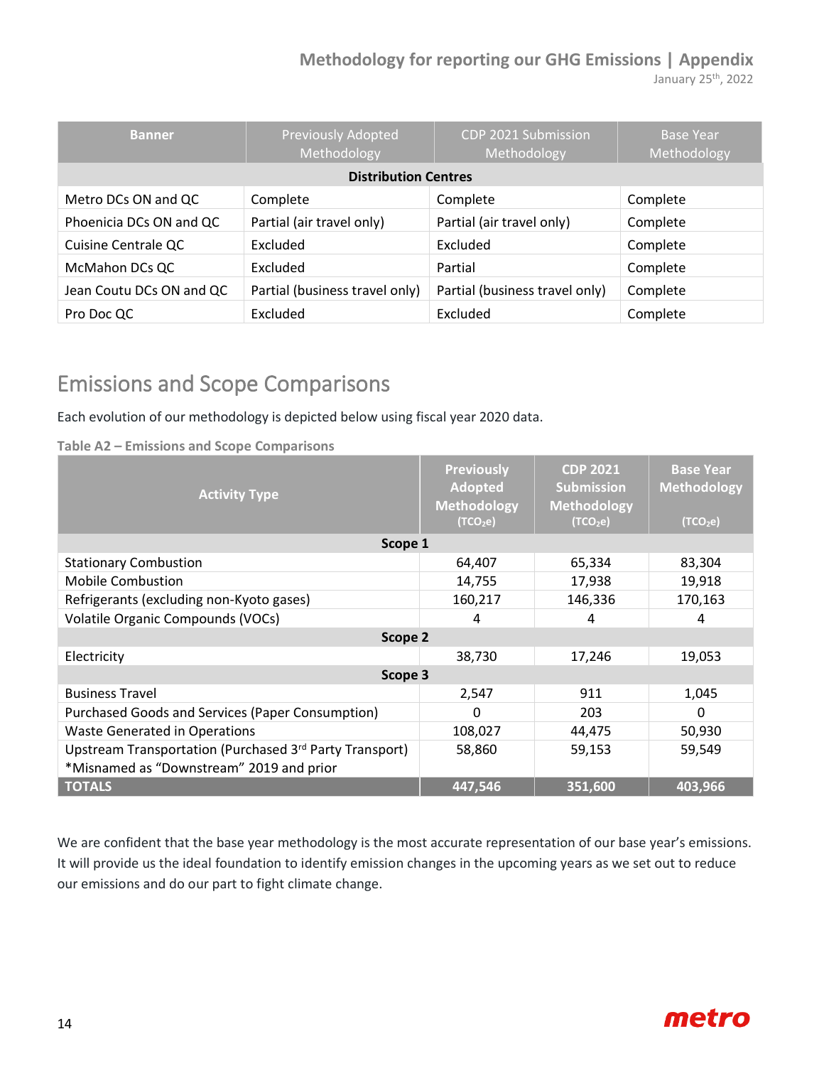| Banner | Previously Adopted Methodology | CDP 2021 Submission Methodology | Base Year Methodology |
|---|---|---|---|
| **Distribution Centres** | | | |
| Metro DCs ON and QC | Complete | Complete | Complete |
| Phoenicia DCs ON and QC | Partial (air travel only) | Partial (air travel only) | Complete |
| Cuisine Centrale QC | Excluded | Excluded | Complete |
| McMahon DCs QC | Excluded | Partial | Complete |
| Jean Coutu DCs ON and QC | Partial (business travel only) | Partial (business travel only) | Complete |
| Pro Doc QC | Excluded | Excluded | Complete |

## Emissions and Scope Comparisons

Each evolution of our methodology is depicted below using fiscal year 2020 data.

**Table A2 – Emissions and Scope Comparisons**

| Activity Type | Previously Adopted Methodology ($TCO_2e$) | CDP 2021 Submission Methodology ($TCO_2e$) | Base Year Methodology ($TCO_2e$) |
|---|---|---|---|
| **Scope 1** | | | |
| Stationary Combustion | 64,407 | 65,334 | 83,304 |
| Mobile Combustion | 14,755 | 17,938 | 19,918 |
| Refrigerants (excluding non-Kyoto gases) | 160,217 | 146,336 | 170,163 |
| Volatile Organic Compounds (VOCs) | 4 | 4 | 4 |
| **Scope 2** | | | |
| Electricity | 38,730 | 17,246 | 19,053 |
| **Scope 3** | | | |
| Business Travel | 2,547 | 911 | 1,045 |
| Purchased Goods and Services (Paper Consumption) | 0 | 203 | 0 |
| Waste Generated in Operations | 108,027 | 44,475 | 50,930 |
| Upstream Transportation (Purchased 3rd Party Transport) *Misnamed as "Downstream" 2019 and prior | 58,860 | 59,153 | 59,549 |
| **TOTALS** | **447,546** | **351,600** | **403,966** |

We are confident that the base year methodology is the most accurate representation of our base year's emissions. It will provide us the ideal foundation to identify emission changes in the upcoming years as we set out to reduce our emissions and do our part to fight climate change.